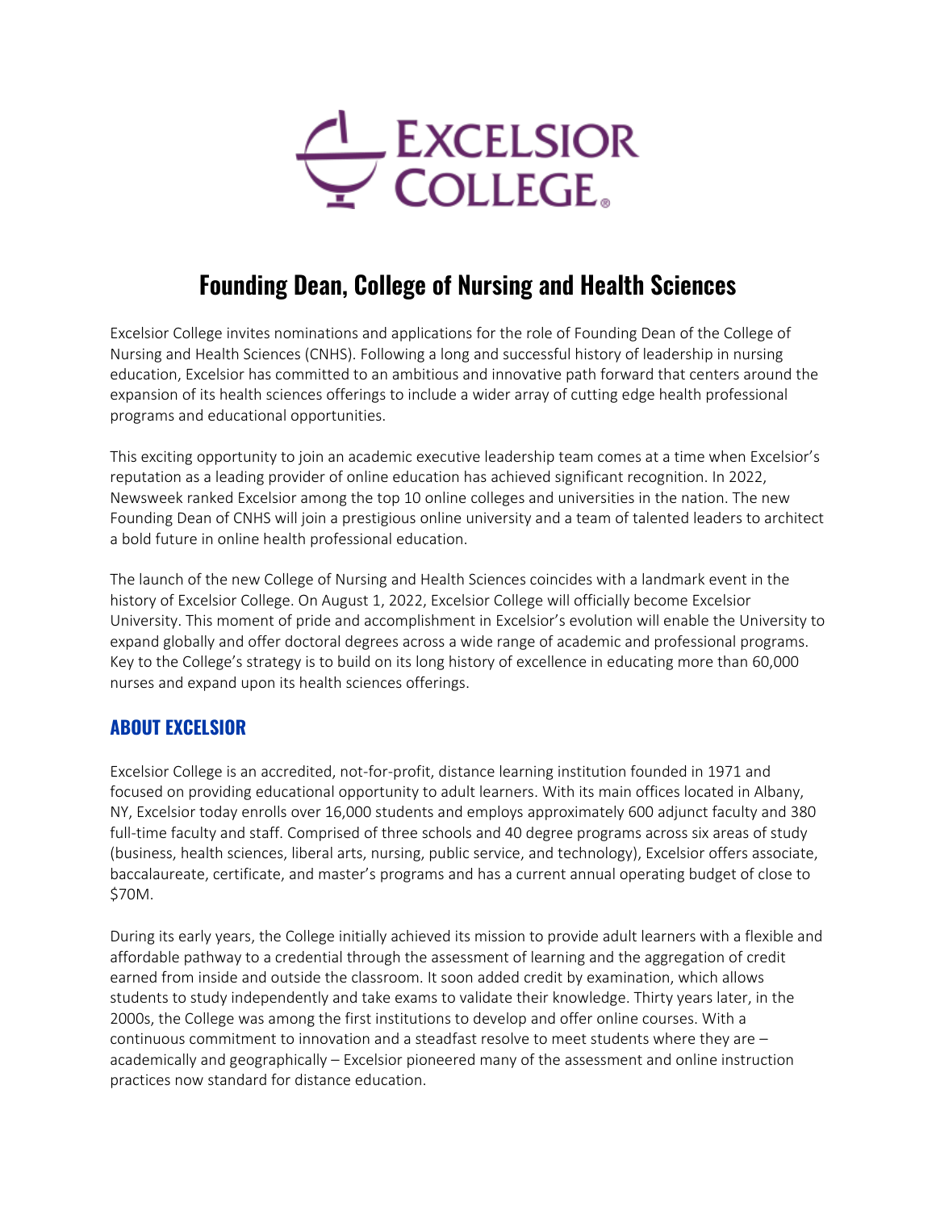# Founding Dean, College of Nursing and Health Sciences

Excelsior College invites nominations and applications for the role of Founding Dean of the College of Nursing and Health Sciences (CNHS). Following a long and successful history of leadership in nursing education, Excelsior has committed to an ambitious and innovative path forward that centers around the expansion of its health sciences offerings to include a wider array of cutting edge health professional programs and educational opportunities.

This exciting opportunity to join an academic executive leadership team comes at a time when Excelsior's reputation as a leading provider of online education has achieved significant recognition. In 2022, Newsweek ranked Excelsior among the top 10 online colleges and universities in the nation. The new Founding Dean of CNHS will join a prestigious online university and a team of talented leaders to architect a bold future in online health professional education.

The launch of the new College of Nursing and Health Sciences coincides with a landmark event in the history of Excelsior College. On August 1, 2022, Excelsior College will officially become Excelsior University. This moment of pride and accomplishment in Excelsior's evolution will enable the University to expand globally and offer doctoral degrees across a wide range of academic and professional programs. Key to the College's strategy is to build on its long history of excellence in educating more than 60,000 nurses and expand upon its health sciences offerings.

## ABOUT EXCELSIOR

Excelsior College is an accredited, not-for-profit, distance learning institution founded in 1971 and focused on providing educational opportunity to adult learners. With its main offices located in Albany, NY, Excelsior today enrolls over 16,000 students and employs approximately 600 adjunct faculty and 380 full-time faculty and staff. Comprised of three schools and 40 degree programs across six areas of study (business, health sciences, liberal arts, nursing, public service, and technology), Excelsior offers associate, baccalaureate, certificate, and master's programs and has a current annual operating budget of close to $70M.

During its early years, the College initially achieved its mission to provide adult learners with a flexible and affordable pathway to a credential through the assessment of learning and the aggregation of credit earned from inside and outside the classroom. It soon added credit by examination, which allows students to study independently and take exams to validate their knowledge. Thirty years later, in the 2000s, the College was among the first institutions to develop and offer online courses. With a continuous commitment to innovation and a steadfast resolve to meet students where they are – academically and geographically – Excelsior pioneered many of the assessment and online instruction practices now standard for distance education.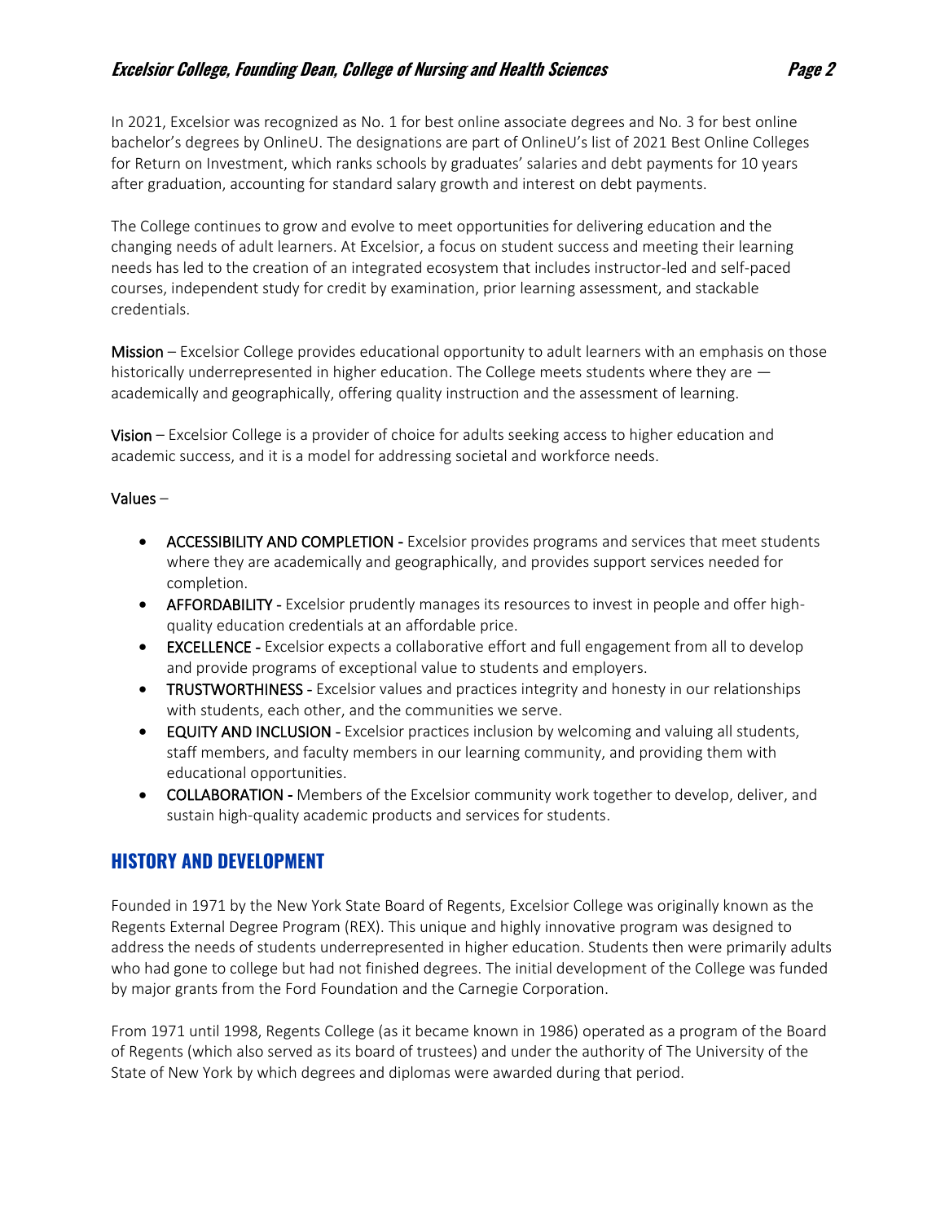In 2021, Excelsior was recognized as No. 1 for best online associate degrees and No. 3 for best online bachelor's degrees by OnlineU. The designations are part of OnlineU's list of 2021 Best Online Colleges for Return on Investment, which ranks schools by graduates' salaries and debt payments for 10 years after graduation, accounting for standard salary growth and interest on debt payments.

The College continues to grow and evolve to meet opportunities for delivering education and the changing needs of adult learners. At Excelsior, a focus on student success and meeting their learning needs has led to the creation of an integrated ecosystem that includes instructor-led and self-paced courses, independent study for credit by examination, prior learning assessment, and stackable credentials.

**Mission** – Excelsior College provides educational opportunity to adult learners with an emphasis on those historically underrepresented in higher education. The College meets students where they are — academically and geographically, offering quality instruction and the assessment of learning.

**Vision** – Excelsior College is a provider of choice for adults seeking access to higher education and academic success, and it is a model for addressing societal and workforce needs.

**Values** –

- **ACCESSIBILITY AND COMPLETION -** Excelsior provides programs and services that meet students where they are academically and geographically, and provides support services needed for completion.
- **AFFORDABILITY -** Excelsior prudently manages its resources to invest in people and offer high-quality education credentials at an affordable price.
- **EXCELLENCE -** Excelsior expects a collaborative effort and full engagement from all to develop and provide programs of exceptional value to students and employers.
- **TRUSTWORTHINESS -** Excelsior values and practices integrity and honesty in our relationships with students, each other, and the communities we serve.
- **EQUITY AND INCLUSION -** Excelsior practices inclusion by welcoming and valuing all students, staff members, and faculty members in our learning community, and providing them with educational opportunities.
- **COLLABORATION -** Members of the Excelsior community work together to develop, deliver, and sustain high-quality academic products and services for students.

## HISTORY AND DEVELOPMENT

Founded in 1971 by the New York State Board of Regents, Excelsior College was originally known as the Regents External Degree Program (REX). This unique and highly innovative program was designed to address the needs of students underrepresented in higher education. Students then were primarily adults who had gone to college but had not finished degrees. The initial development of the College was funded by major grants from the Ford Foundation and the Carnegie Corporation.

From 1971 until 1998, Regents College (as it became known in 1986) operated as a program of the Board of Regents (which also served as its board of trustees) and under the authority of The University of the State of New York by which degrees and diplomas were awarded during that period.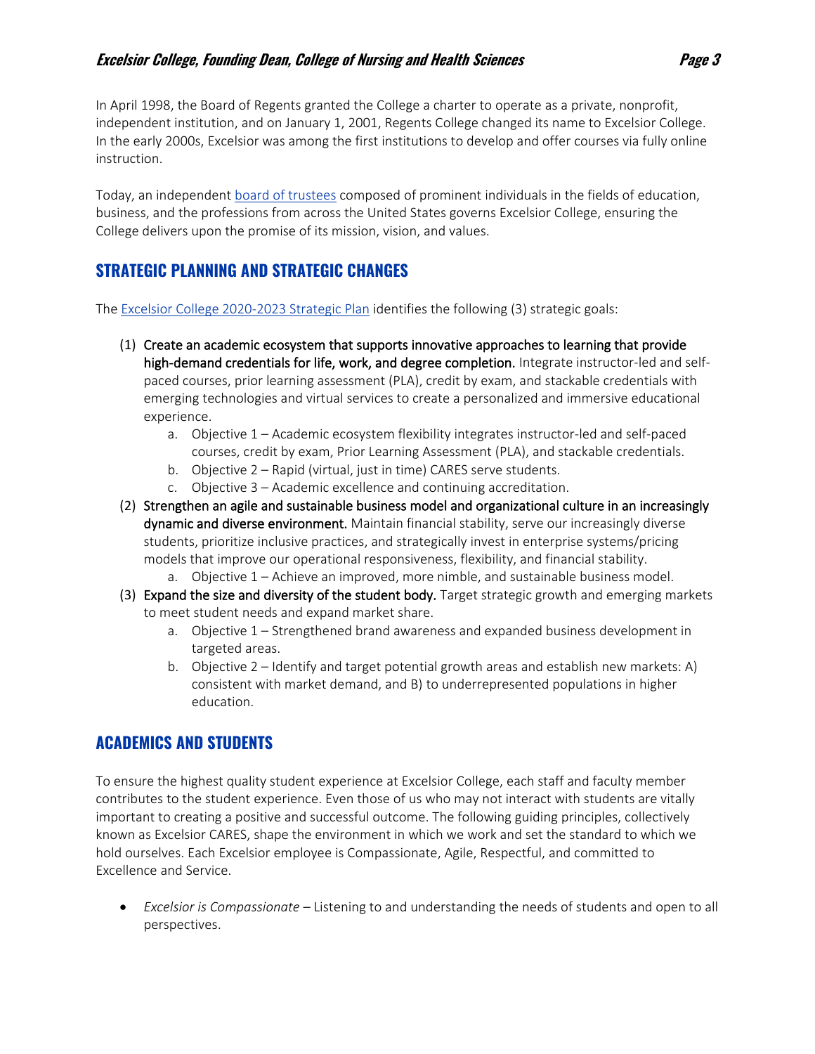In April 1998, the Board of Regents granted the College a charter to operate as a private, nonprofit, independent institution, and on January 1, 2001, Regents College changed its name to Excelsior College. In the early 2000s, Excelsior was among the first institutions to develop and offer courses via fully online instruction.

Today, an independent board of trustees composed of prominent individuals in the fields of education, business, and the professions from across the United States governs Excelsior College, ensuring the College delivers upon the promise of its mission, vision, and values.

## STRATEGIC PLANNING AND STRATEGIC CHANGES

The Excelsior College 2020-2023 Strategic Plan identifies the following (3) strategic goals:

(1) Create an academic ecosystem that supports innovative approaches to learning that provide high-demand credentials for life, work, and degree completion. Integrate instructor-led and self-paced courses, prior learning assessment (PLA), credit by exam, and stackable credentials with emerging technologies and virtual services to create a personalized and immersive educational experience.
   a. Objective 1 – Academic ecosystem flexibility integrates instructor-led and self-paced courses, credit by exam, Prior Learning Assessment (PLA), and stackable credentials.
   b. Objective 2 – Rapid (virtual, just in time) CARES serve students.
   c. Objective 3 – Academic excellence and continuing accreditation.

(2) Strengthen an agile and sustainable business model and organizational culture in an increasingly dynamic and diverse environment. Maintain financial stability, serve our increasingly diverse students, prioritize inclusive practices, and strategically invest in enterprise systems/pricing models that improve our operational responsiveness, flexibility, and financial stability.
   a. Objective 1 – Achieve an improved, more nimble, and sustainable business model.

(3) Expand the size and diversity of the student body. Target strategic growth and emerging markets to meet student needs and expand market share.
   a. Objective 1 – Strengthened brand awareness and expanded business development in targeted areas.
   b. Objective 2 – Identify and target potential growth areas and establish new markets: A) consistent with market demand, and B) to underrepresented populations in higher education.

## ACADEMICS AND STUDENTS

To ensure the highest quality student experience at Excelsior College, each staff and faculty member contributes to the student experience. Even those of us who may not interact with students are vitally important to creating a positive and successful outcome. The following guiding principles, collectively known as Excelsior CARES, shape the environment in which we work and set the standard to which we hold ourselves. Each Excelsior employee is Compassionate, Agile, Respectful, and committed to Excellence and Service.

- *Excelsior is Compassionate* – Listening to and understanding the needs of students and open to all perspectives.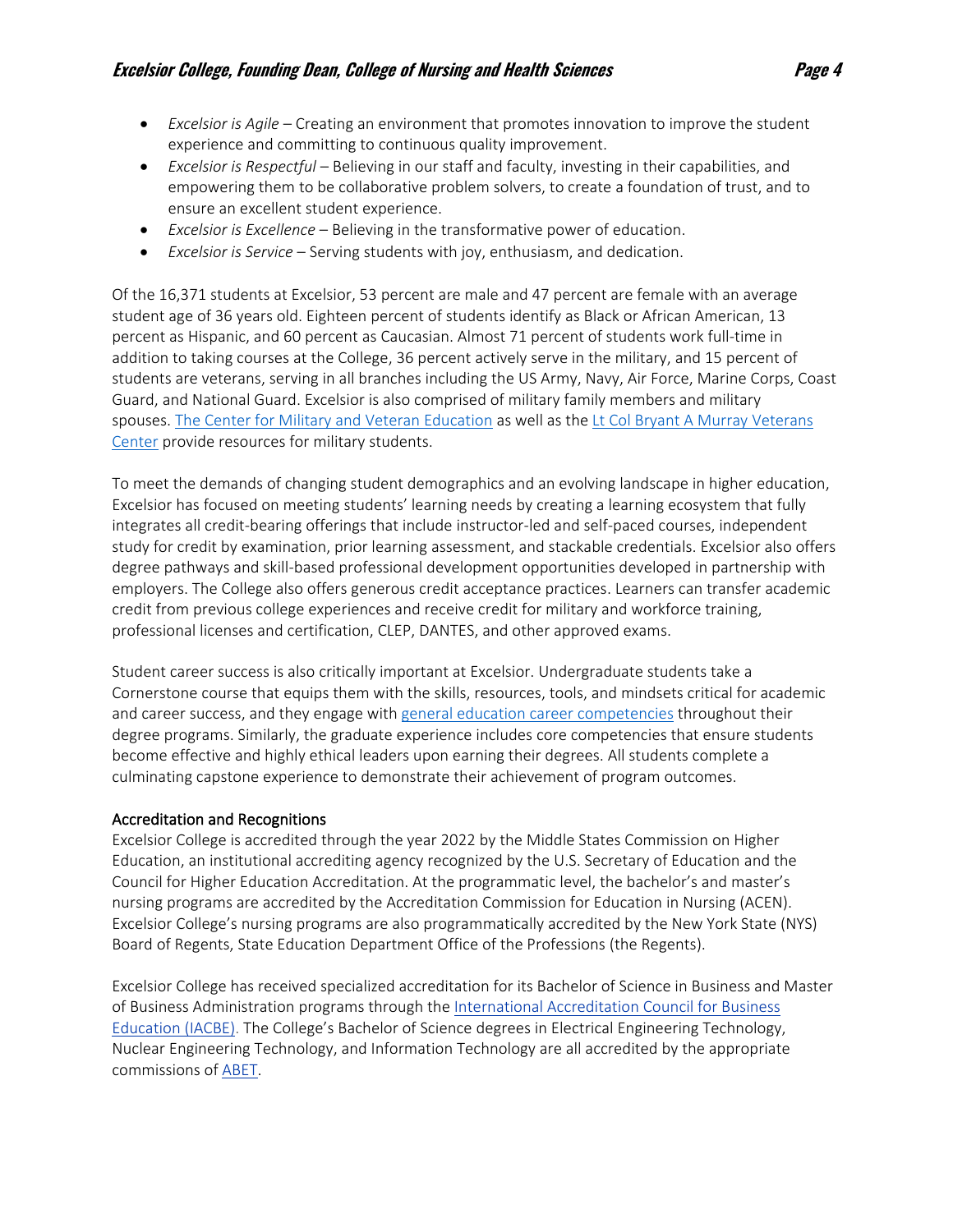- *Excelsior is Agile* – Creating an environment that promotes innovation to improve the student experience and committing to continuous quality improvement.
- *Excelsior is Respectful* – Believing in our staff and faculty, investing in their capabilities, and empowering them to be collaborative problem solvers, to create a foundation of trust, and to ensure an excellent student experience.
- *Excelsior is Excellence* – Believing in the transformative power of education.
- *Excelsior is Service* – Serving students with joy, enthusiasm, and dedication.

Of the 16,371 students at Excelsior, 53 percent are male and 47 percent are female with an average student age of 36 years old. Eighteen percent of students identify as Black or African American, 13 percent as Hispanic, and 60 percent as Caucasian. Almost 71 percent of students work full-time in addition to taking courses at the College, 36 percent actively serve in the military, and 15 percent of students are veterans, serving in all branches including the US Army, Navy, Air Force, Marine Corps, Coast Guard, and National Guard. Excelsior is also comprised of military family members and military spouses. The Center for Military and Veteran Education as well as the Lt Col Bryant A Murray Veterans Center provide resources for military students.

To meet the demands of changing student demographics and an evolving landscape in higher education, Excelsior has focused on meeting students' learning needs by creating a learning ecosystem that fully integrates all credit-bearing offerings that include instructor-led and self-paced courses, independent study for credit by examination, prior learning assessment, and stackable credentials. Excelsior also offers degree pathways and skill-based professional development opportunities developed in partnership with employers. The College also offers generous credit acceptance practices. Learners can transfer academic credit from previous college experiences and receive credit for military and workforce training, professional licenses and certification, CLEP, DANTES, and other approved exams.

Student career success is also critically important at Excelsior. Undergraduate students take a Cornerstone course that equips them with the skills, resources, tools, and mindsets critical for academic and career success, and they engage with general education career competencies throughout their degree programs. Similarly, the graduate experience includes core competencies that ensure students become effective and highly ethical leaders upon earning their degrees. All students complete a culminating capstone experience to demonstrate their achievement of program outcomes.

## Accreditation and Recognitions

Excelsior College is accredited through the year 2022 by the Middle States Commission on Higher Education, an institutional accrediting agency recognized by the U.S. Secretary of Education and the Council for Higher Education Accreditation. At the programmatic level, the bachelor's and master's nursing programs are accredited by the Accreditation Commission for Education in Nursing (ACEN). Excelsior College's nursing programs are also programmatically accredited by the New York State (NYS) Board of Regents, State Education Department Office of the Professions (the Regents).

Excelsior College has received specialized accreditation for its Bachelor of Science in Business and Master of Business Administration programs through the International Accreditation Council for Business Education (IACBE). The College's Bachelor of Science degrees in Electrical Engineering Technology, Nuclear Engineering Technology, and Information Technology are all accredited by the appropriate commissions of ABET.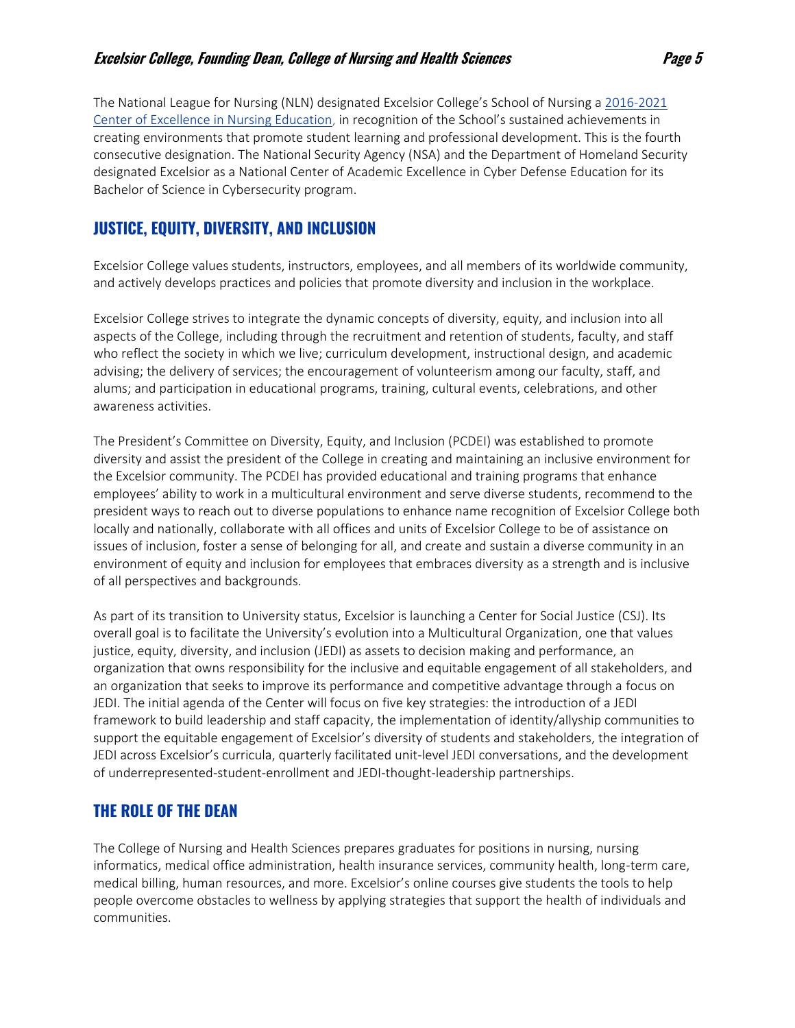The National League for Nursing (NLN) designated Excelsior College's School of Nursing a [2016-2021 Center of Excellence in Nursing Education](), in recognition of the School's sustained achievements in creating environments that promote student learning and professional development. This is the fourth consecutive designation. The National Security Agency (NSA) and the Department of Homeland Security designated Excelsior as a National Center of Academic Excellence in Cyber Defense Education for its Bachelor of Science in Cybersecurity program.

## JUSTICE, EQUITY, DIVERSITY, AND INCLUSION

Excelsior College values students, instructors, employees, and all members of its worldwide community, and actively develops practices and policies that promote diversity and inclusion in the workplace.

Excelsior College strives to integrate the dynamic concepts of diversity, equity, and inclusion into all aspects of the College, including through the recruitment and retention of students, faculty, and staff who reflect the society in which we live; curriculum development, instructional design, and academic advising; the delivery of services; the encouragement of volunteerism among our faculty, staff, and alums; and participation in educational programs, training, cultural events, celebrations, and other awareness activities.

The President's Committee on Diversity, Equity, and Inclusion (PCDEI) was established to promote diversity and assist the president of the College in creating and maintaining an inclusive environment for the Excelsior community. The PCDEI has provided educational and training programs that enhance employees' ability to work in a multicultural environment and serve diverse students, recommend to the president ways to reach out to diverse populations to enhance name recognition of Excelsior College both locally and nationally, collaborate with all offices and units of Excelsior College to be of assistance on issues of inclusion, foster a sense of belonging for all, and create and sustain a diverse community in an environment of equity and inclusion for employees that embraces diversity as a strength and is inclusive of all perspectives and backgrounds.

As part of its transition to University status, Excelsior is launching a Center for Social Justice (CSJ). Its overall goal is to facilitate the University's evolution into a Multicultural Organization, one that values justice, equity, diversity, and inclusion (JEDI) as assets to decision making and performance, an organization that owns responsibility for the inclusive and equitable engagement of all stakeholders, and an organization that seeks to improve its performance and competitive advantage through a focus on JEDI. The initial agenda of the Center will focus on five key strategies: the introduction of a JEDI framework to build leadership and staff capacity, the implementation of identity/allyship communities to support the equitable engagement of Excelsior's diversity of students and stakeholders, the integration of JEDI across Excelsior's curricula, quarterly facilitated unit-level JEDI conversations, and the development of underrepresented-student-enrollment and JEDI-thought-leadership partnerships.

## THE ROLE OF THE DEAN

The College of Nursing and Health Sciences prepares graduates for positions in nursing, nursing informatics, medical office administration, health insurance services, community health, long-term care, medical billing, human resources, and more. Excelsior's online courses give students the tools to help people overcome obstacles to wellness by applying strategies that support the health of individuals and communities.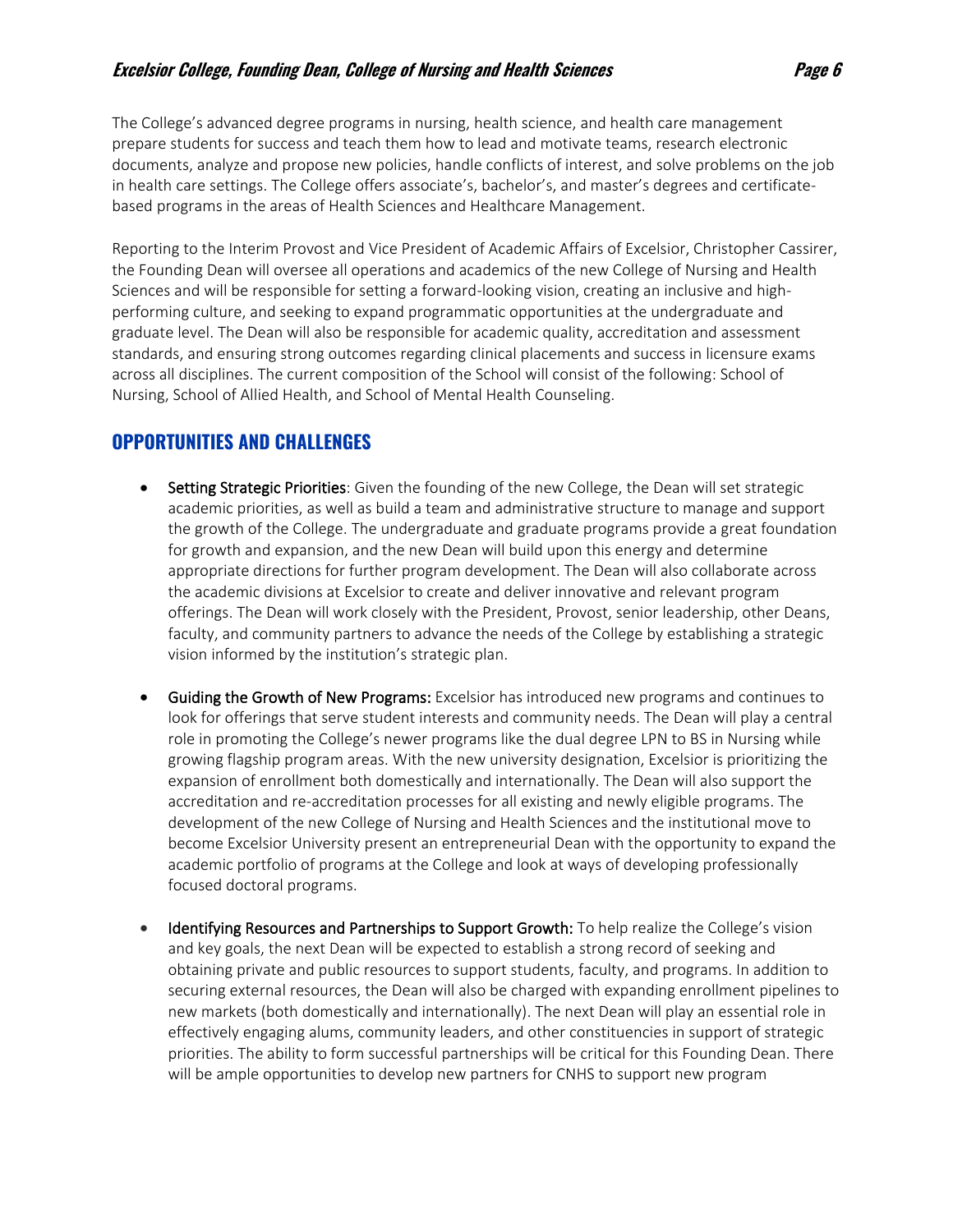The College's advanced degree programs in nursing, health science, and health care management prepare students for success and teach them how to lead and motivate teams, research electronic documents, analyze and propose new policies, handle conflicts of interest, and solve problems on the job in health care settings. The College offers associate's, bachelor's, and master's degrees and certificate-based programs in the areas of Health Sciences and Healthcare Management.

Reporting to the Interim Provost and Vice President of Academic Affairs of Excelsior, Christopher Cassirer, the Founding Dean will oversee all operations and academics of the new College of Nursing and Health Sciences and will be responsible for setting a forward-looking vision, creating an inclusive and high-performing culture, and seeking to expand programmatic opportunities at the undergraduate and graduate level. The Dean will also be responsible for academic quality, accreditation and assessment standards, and ensuring strong outcomes regarding clinical placements and success in licensure exams across all disciplines. The current composition of the School will consist of the following: School of Nursing, School of Allied Health, and School of Mental Health Counseling.

## OPPORTUNITIES AND CHALLENGES

- **Setting Strategic Priorities**: Given the founding of the new College, the Dean will set strategic academic priorities, as well as build a team and administrative structure to manage and support the growth of the College. The undergraduate and graduate programs provide a great foundation for growth and expansion, and the new Dean will build upon this energy and determine appropriate directions for further program development. The Dean will also collaborate across the academic divisions at Excelsior to create and deliver innovative and relevant program offerings. The Dean will work closely with the President, Provost, senior leadership, other Deans, faculty, and community partners to advance the needs of the College by establishing a strategic vision informed by the institution's strategic plan.

- **Guiding the Growth of New Programs:** Excelsior has introduced new programs and continues to look for offerings that serve student interests and community needs. The Dean will play a central role in promoting the College's newer programs like the dual degree LPN to BS in Nursing while growing flagship program areas. With the new university designation, Excelsior is prioritizing the expansion of enrollment both domestically and internationally. The Dean will also support the accreditation and re-accreditation processes for all existing and newly eligible programs. The development of the new College of Nursing and Health Sciences and the institutional move to become Excelsior University present an entrepreneurial Dean with the opportunity to expand the academic portfolio of programs at the College and look at ways of developing professionally focused doctoral programs.

- **Identifying Resources and Partnerships to Support Growth:** To help realize the College's vision and key goals, the next Dean will be expected to establish a strong record of seeking and obtaining private and public resources to support students, faculty, and programs. In addition to securing external resources, the Dean will also be charged with expanding enrollment pipelines to new markets (both domestically and internationally). The next Dean will play an essential role in effectively engaging alums, community leaders, and other constituencies in support of strategic priorities. The ability to form successful partnerships will be critical for this Founding Dean. There will be ample opportunities to develop new partners for CNHS to support new program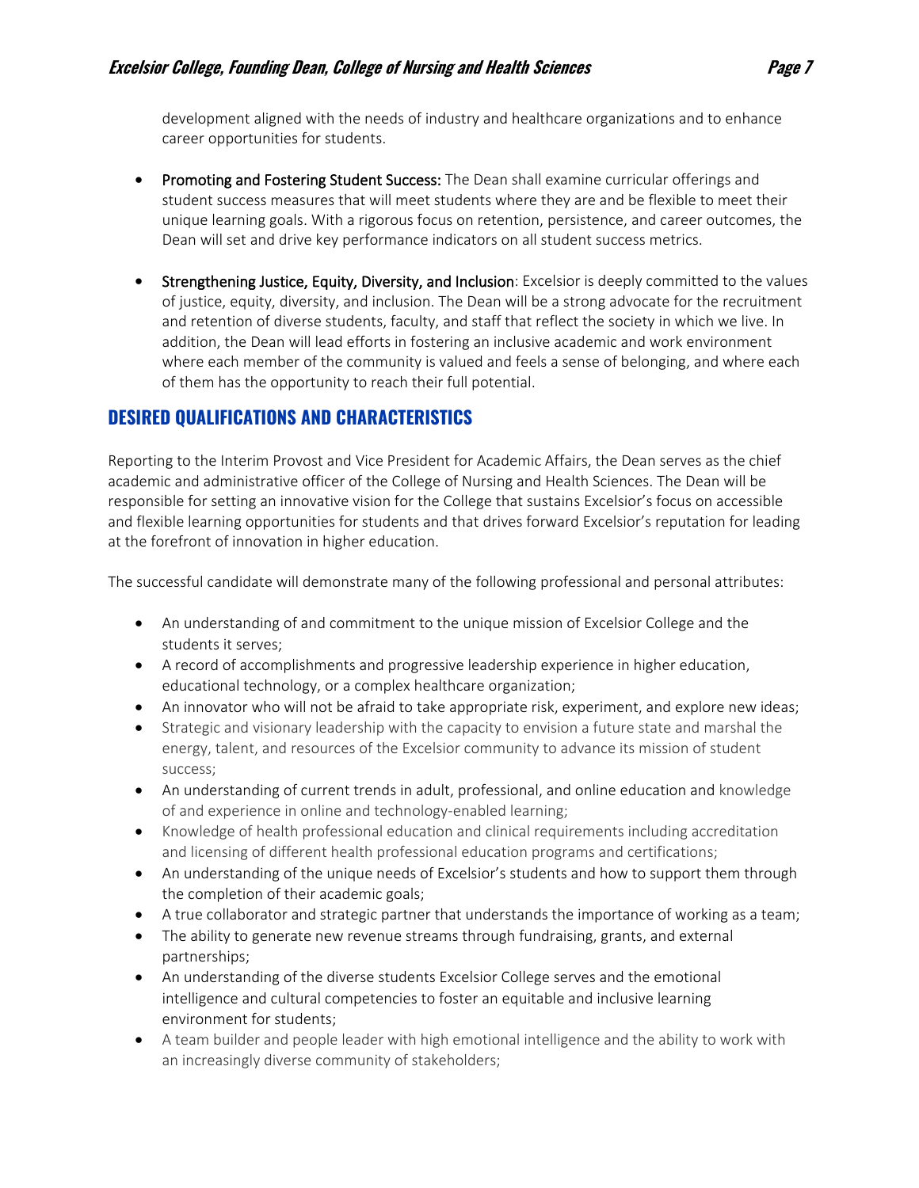development aligned with the needs of industry and healthcare organizations and to enhance career opportunities for students.

- **Promoting and Fostering Student Success:** The Dean shall examine curricular offerings and student success measures that will meet students where they are and be flexible to meet their unique learning goals. With a rigorous focus on retention, persistence, and career outcomes, the Dean will set and drive key performance indicators on all student success metrics.

- **Strengthening Justice, Equity, Diversity, and Inclusion**: Excelsior is deeply committed to the values of justice, equity, diversity, and inclusion. The Dean will be a strong advocate for the recruitment and retention of diverse students, faculty, and staff that reflect the society in which we live. In addition, the Dean will lead efforts in fostering an inclusive academic and work environment where each member of the community is valued and feels a sense of belonging, and where each of them has the opportunity to reach their full potential.

## DESIRED QUALIFICATIONS AND CHARACTERISTICS

Reporting to the Interim Provost and Vice President for Academic Affairs, the Dean serves as the chief academic and administrative officer of the College of Nursing and Health Sciences. The Dean will be responsible for setting an innovative vision for the College that sustains Excelsior's focus on accessible and flexible learning opportunities for students and that drives forward Excelsior's reputation for leading at the forefront of innovation in higher education.

The successful candidate will demonstrate many of the following professional and personal attributes:

- An understanding of and commitment to the unique mission of Excelsior College and the students it serves;
- A record of accomplishments and progressive leadership experience in higher education, educational technology, or a complex healthcare organization;
- An innovator who will not be afraid to take appropriate risk, experiment, and explore new ideas;
- Strategic and visionary leadership with the capacity to envision a future state and marshal the energy, talent, and resources of the Excelsior community to advance its mission of student success;
- An understanding of current trends in adult, professional, and online education and knowledge of and experience in online and technology-enabled learning;
- Knowledge of health professional education and clinical requirements including accreditation and licensing of different health professional education programs and certifications;
- An understanding of the unique needs of Excelsior's students and how to support them through the completion of their academic goals;
- A true collaborator and strategic partner that understands the importance of working as a team;
- The ability to generate new revenue streams through fundraising, grants, and external partnerships;
- An understanding of the diverse students Excelsior College serves and the emotional intelligence and cultural competencies to foster an equitable and inclusive learning environment for students;
- A team builder and people leader with high emotional intelligence and the ability to work with an increasingly diverse community of stakeholders;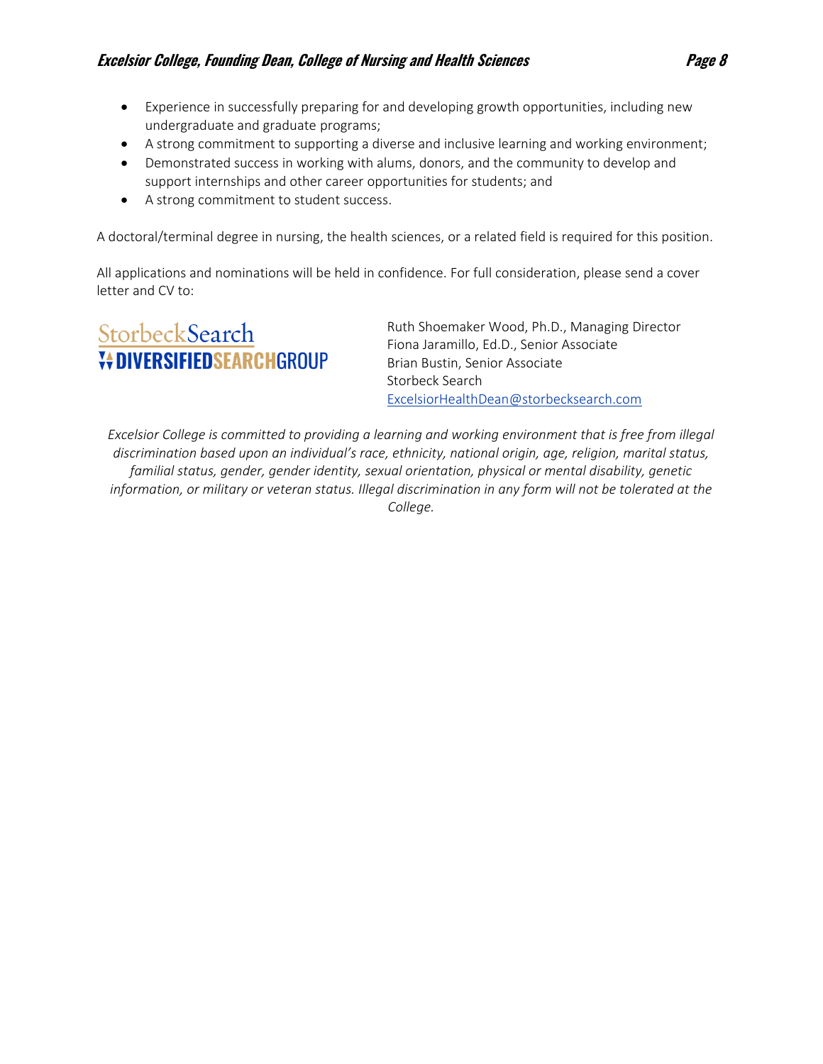- Experience in successfully preparing for and developing growth opportunities, including new undergraduate and graduate programs;
- A strong commitment to supporting a diverse and inclusive learning and working environment;
- Demonstrated success in working with alums, donors, and the community to develop and support internships and other career opportunities for students; and
- A strong commitment to student success.

A doctoral/terminal degree in nursing, the health sciences, or a related field is required for this position.

All applications and nominations will be held in confidence. For full consideration, please send a cover letter and CV to:

StorbeckSearch
DIVERSIFIEDSEARCHGROUP

Ruth Shoemaker Wood, Ph.D., Managing Director
Fiona Jaramillo, Ed.D., Senior Associate
Brian Bustin, Senior Associate
Storbeck Search
ExcelsiorHealthDean@storbecksearch.com

*Excelsior College is committed to providing a learning and working environment that is free from illegal discrimination based upon an individual's race, ethnicity, national origin, age, religion, marital status, familial status, gender, gender identity, sexual orientation, physical or mental disability, genetic information, or military or veteran status. Illegal discrimination in any form will not be tolerated at the College.*